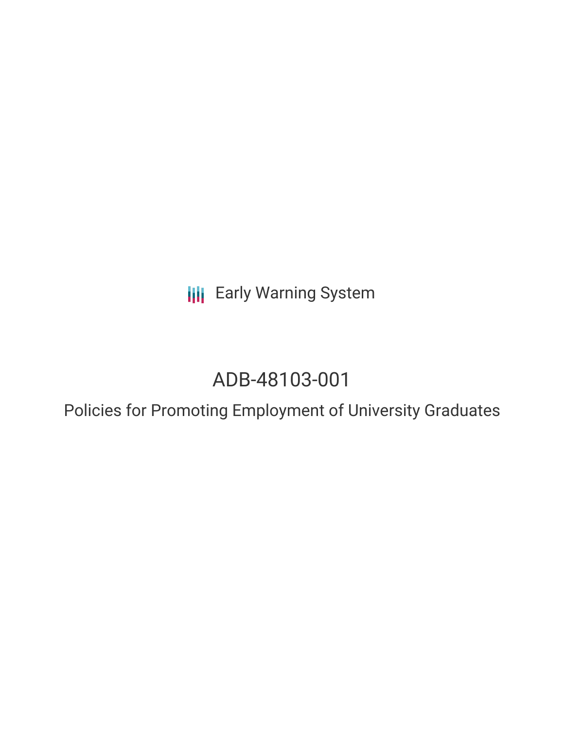Early Warning System

# ADB-48103-001

## Policies for Promoting Employment of University Graduates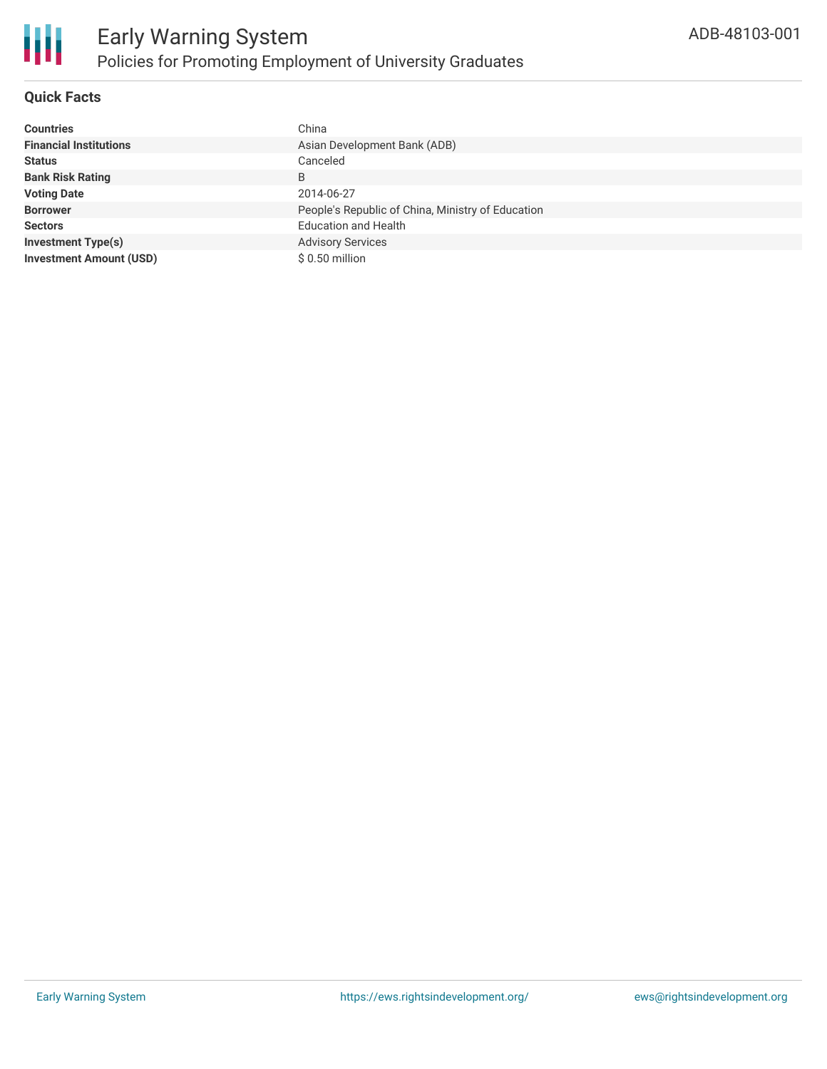# Early Warning System

## Policies for Promoting Employment of University Graduates

ADB-48103-001

### Quick Facts

| | |
|---|---|
| **Countries** | China |
| **Financial Institutions** | Asian Development Bank (ADB) |
| **Status** | Canceled |
| **Bank Risk Rating** | B |
| **Voting Date** | 2014-06-27 |
| **Borrower** | People's Republic of China, Ministry of Education |
| **Sectors** | Education and Health |
| **Investment Type(s)** | Advisory Services |
| **Investment Amount (USD)** | $ 0.50 million |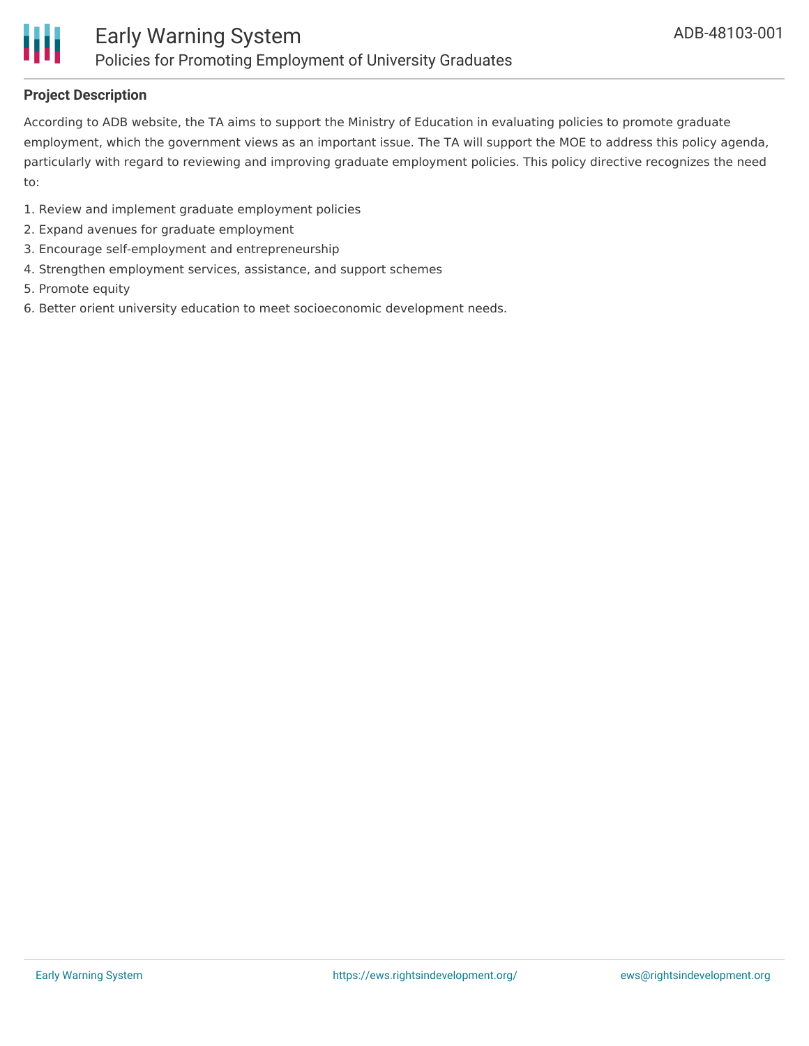### Project Description

According to ADB website, the TA aims to support the Ministry of Education in evaluating policies to promote graduate employment, which the government views as an important issue. The TA will support the MOE to address this policy agenda, particularly with regard to reviewing and improving graduate employment policies. This policy directive recognizes the need to:

1. Review and implement graduate employment policies
2. Expand avenues for graduate employment
3. Encourage self-employment and entrepreneurship
4. Strengthen employment services, assistance, and support schemes
5. Promote equity
6. Better orient university education to meet socioeconomic development needs.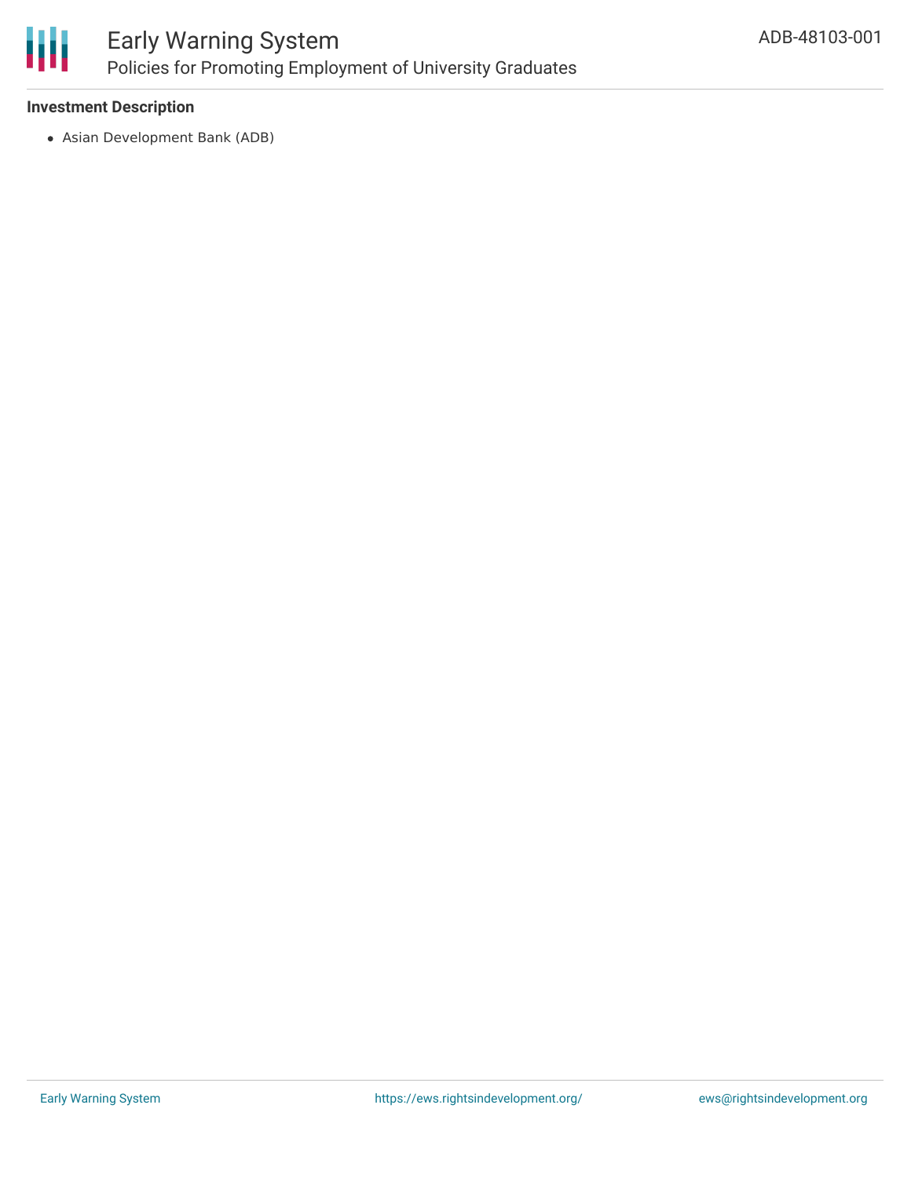**Investment Description**

- Asian Development Bank (ADB)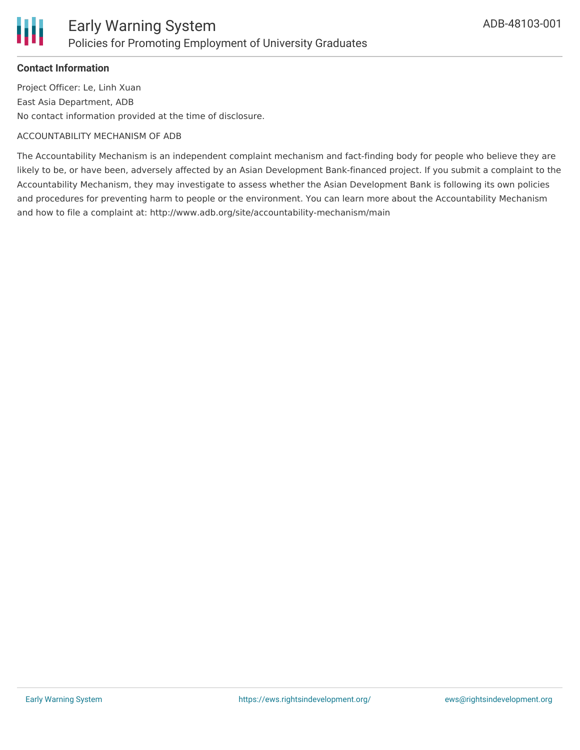**Contact Information**

Project Officer: Le, Linh Xuan

East Asia Department, ADB

No contact information provided at the time of disclosure.

ACCOUNTABILITY MECHANISM OF ADB

The Accountability Mechanism is an independent complaint mechanism and fact-finding body for people who believe they are likely to be, or have been, adversely affected by an Asian Development Bank-financed project. If you submit a complaint to the Accountability Mechanism, they may investigate to assess whether the Asian Development Bank is following its own policies and procedures for preventing harm to people or the environment. You can learn more about the Accountability Mechanism and how to file a complaint at: http://www.adb.org/site/accountability-mechanism/main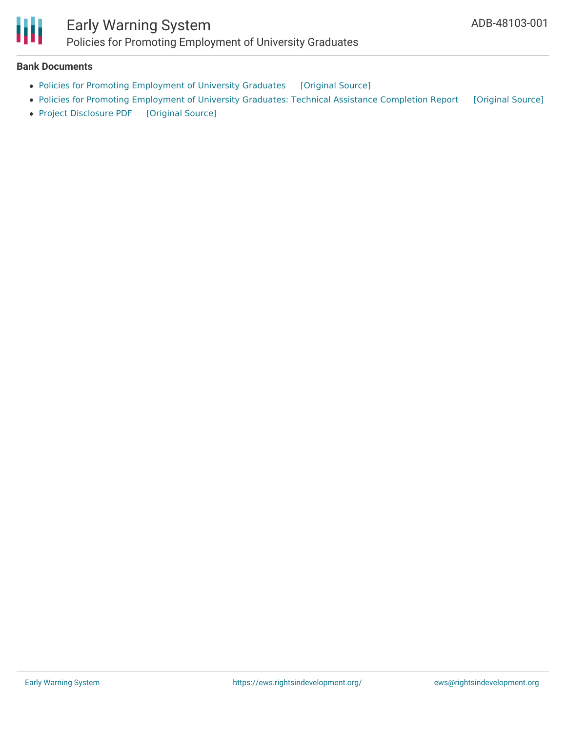**Bank Documents**

- Policies for Promoting Employment of University Graduates [Original Source]
- Policies for Promoting Employment of University Graduates: Technical Assistance Completion Report [Original Source]
- Project Disclosure PDF [Original Source]